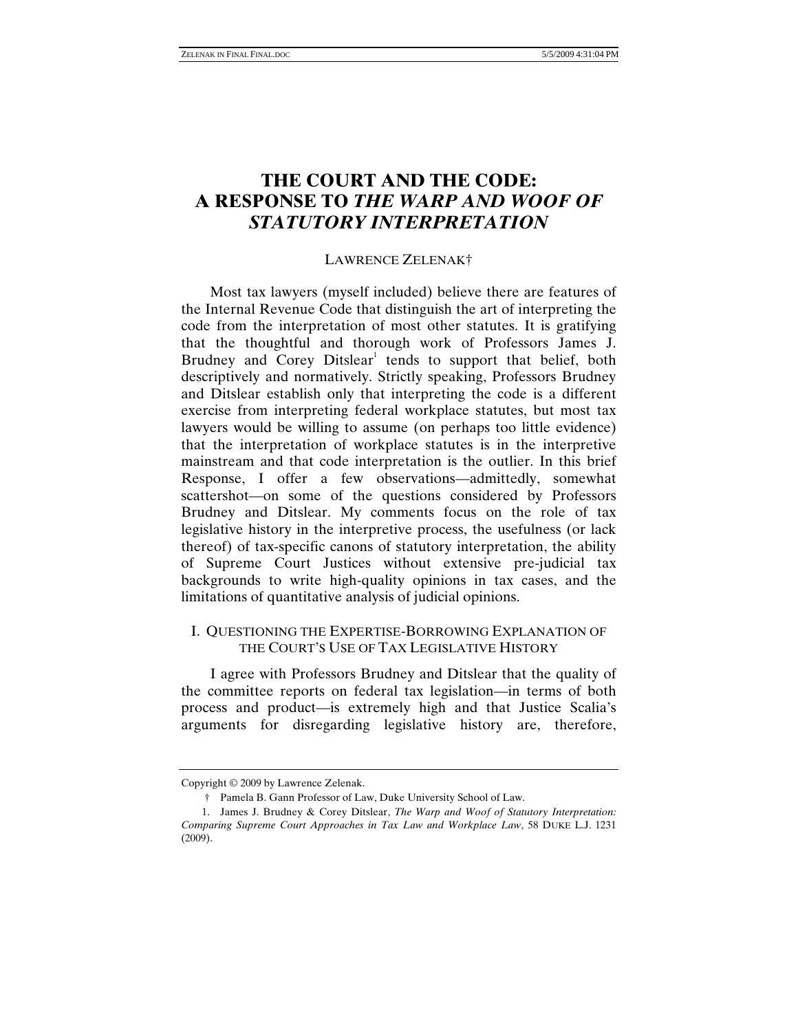# THE COURT AND THE CODE: A RESPONSE TO *THE WARP AND WOOF OF STATUTORY INTERPRETATION*

LAWRENCE ZELENAK†

Most tax lawyers (myself included) believe there are features of the Internal Revenue Code that distinguish the art of interpreting the code from the interpretation of most other statutes. It is gratifying that the thoughtful and thorough work of Professors James J. Brudney and Corey Ditslear[1] tends to support that belief, both descriptively and normatively. Strictly speaking, Professors Brudney and Ditslear establish only that interpreting the code is a different exercise from interpreting federal workplace statutes, but most tax lawyers would be willing to assume (on perhaps too little evidence) that the interpretation of workplace statutes is in the interpretive mainstream and that code interpretation is the outlier. In this brief Response, I offer a few observations—admittedly, somewhat scattershot—on some of the questions considered by Professors Brudney and Ditslear. My comments focus on the role of tax legislative history in the interpretive process, the usefulness (or lack thereof) of tax-specific canons of statutory interpretation, the ability of Supreme Court Justices without extensive pre-judicial tax backgrounds to write high-quality opinions in tax cases, and the limitations of quantitative analysis of judicial opinions.

## I. QUESTIONING THE EXPERTISE-BORROWING EXPLANATION OF THE COURT'S USE OF TAX LEGISLATIVE HISTORY

I agree with Professors Brudney and Ditslear that the quality of the committee reports on federal tax legislation—in terms of both process and product—is extremely high and that Justice Scalia's arguments for disregarding legislative history are, therefore,

---

Copyright © 2009 by Lawrence Zelenak.

† Pamela B. Gann Professor of Law, Duke University School of Law.

1. James J. Brudney & Corey Ditslear, *The Warp and Woof of Statutory Interpretation: Comparing Supreme Court Approaches in Tax Law and Workplace Law*, 58 DUKE L.J. 1231 (2009).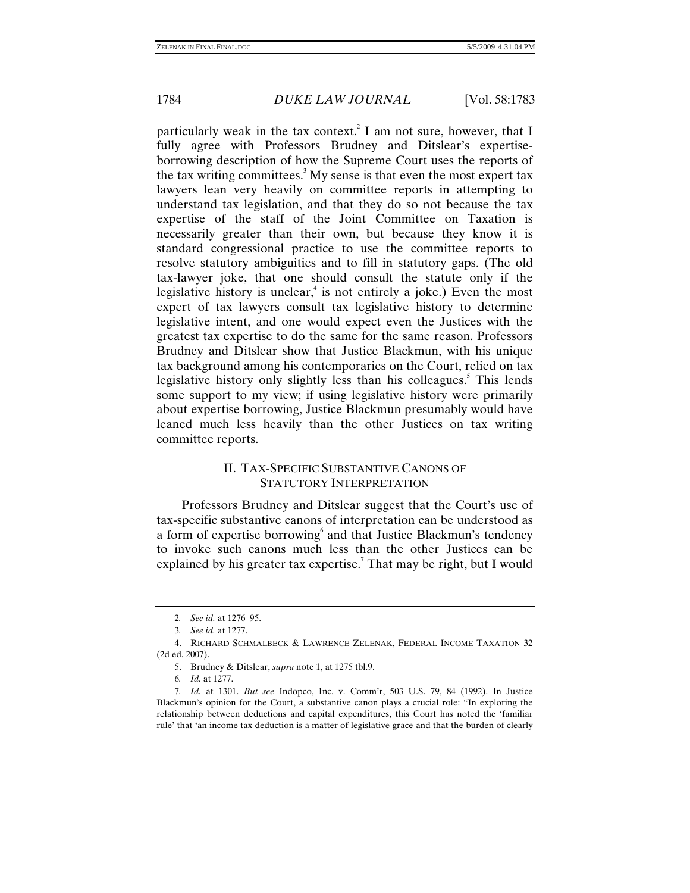particularly weak in the tax context.[2] I am not sure, however, that I fully agree with Professors Brudney and Ditslear's expertise-borrowing description of how the Supreme Court uses the reports of the tax writing committees.[3] My sense is that even the most expert tax lawyers lean very heavily on committee reports in attempting to understand tax legislation, and that they do so not because the tax expertise of the staff of the Joint Committee on Taxation is necessarily greater than their own, but because they know it is standard congressional practice to use the committee reports to resolve statutory ambiguities and to fill in statutory gaps. (The old tax-lawyer joke, that one should consult the statute only if the legislative history is unclear,[4] is not entirely a joke.) Even the most expert of tax lawyers consult tax legislative history to determine legislative intent, and one would expect even the Justices with the greatest tax expertise to do the same for the same reason. Professors Brudney and Ditslear show that Justice Blackmun, with his unique tax background among his contemporaries on the Court, relied on tax legislative history only slightly less than his colleagues.[5] This lends some support to my view; if using legislative history were primarily about expertise borrowing, Justice Blackmun presumably would have leaned much less heavily than the other Justices on tax writing committee reports.

## II. TAX-SPECIFIC SUBSTANTIVE CANONS OF STATUTORY INTERPRETATION

Professors Brudney and Ditslear suggest that the Court's use of tax-specific substantive canons of interpretation can be understood as a form of expertise borrowing[6] and that Justice Blackmun's tendency to invoke such canons much less than the other Justices can be explained by his greater tax expertise.[7] That may be right, but I would

---

2. *See id.* at 1276–95.

3. *See id.* at 1277.

4. RICHARD SCHMALBECK & LAWRENCE ZELENAK, FEDERAL INCOME TAXATION 32 (2d ed. 2007).

5. Brudney & Ditslear, *supra* note 1, at 1275 tbl.9.

6. *Id.* at 1277.

7. *Id.* at 1301. *But see* Indopco, Inc. v. Comm'r, 503 U.S. 79, 84 (1992). In Justice Blackmun's opinion for the Court, a substantive canon plays a crucial role: "In exploring the relationship between deductions and capital expenditures, this Court has noted the 'familiar rule' that 'an income tax deduction is a matter of legislative grace and that the burden of clearly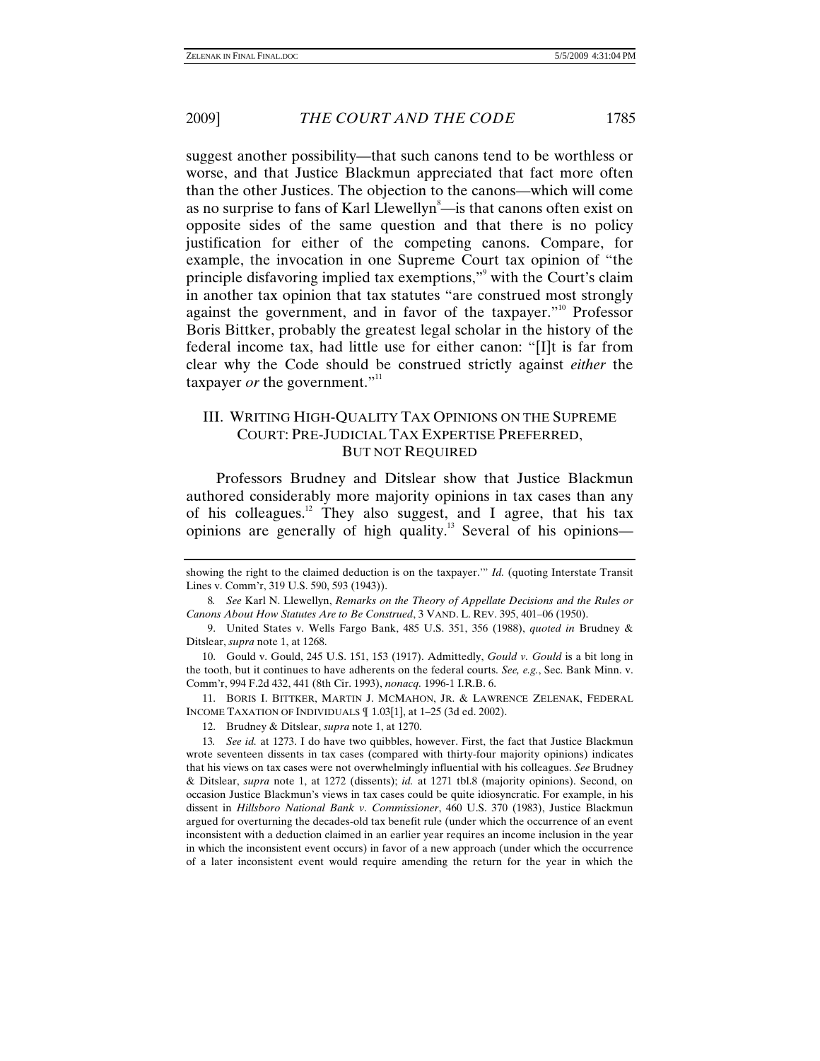suggest another possibility—that such canons tend to be worthless or worse, and that Justice Blackmun appreciated that fact more often than the other Justices. The objection to the canons—which will come as no surprise to fans of Karl Llewellyn[8]—is that canons often exist on opposite sides of the same question and that there is no policy justification for either of the competing canons. Compare, for example, the invocation in one Supreme Court tax opinion of "the principle disfavoring implied tax exemptions,"[9] with the Court's claim in another tax opinion that tax statutes "are construed most strongly against the government, and in favor of the taxpayer."[10] Professor Boris Bittker, probably the greatest legal scholar in the history of the federal income tax, had little use for either canon: "[I]t is far from clear why the Code should be construed strictly against *either* the taxpayer *or* the government."[11]

## III. WRITING HIGH-QUALITY TAX OPINIONS ON THE SUPREME COURT: PRE-JUDICIAL TAX EXPERTISE PREFERRED, BUT NOT REQUIRED

Professors Brudney and Ditslear show that Justice Blackmun authored considerably more majority opinions in tax cases than any of his colleagues.[12] They also suggest, and I agree, that his tax opinions are generally of high quality.[13] Several of his opinions—

---

showing the right to the claimed deduction is on the taxpayer.'" *Id.* (quoting Interstate Transit Lines v. Comm'r, 319 U.S. 590, 593 (1943)).

8. *See* Karl N. Llewellyn, *Remarks on the Theory of Appellate Decisions and the Rules or Canons About How Statutes Are to Be Construed*, 3 VAND. L. REV. 395, 401–06 (1950).

9. United States v. Wells Fargo Bank, 485 U.S. 351, 356 (1988), *quoted in* Brudney & Ditslear, *supra* note 1, at 1268.

10. Gould v. Gould, 245 U.S. 151, 153 (1917). Admittedly, *Gould v. Gould* is a bit long in the tooth, but it continues to have adherents on the federal courts. *See, e.g.*, Sec. Bank Minn. v. Comm'r, 994 F.2d 432, 441 (8th Cir. 1993), *nonacq.* 1996-1 I.R.B. 6.

11. BORIS I. BITTKER, MARTIN J. MCMAHON, JR. & LAWRENCE ZELENAK, FEDERAL INCOME TAXATION OF INDIVIDUALS ¶ 1.03[1], at 1–25 (3d ed. 2002).

12. Brudney & Ditslear, *supra* note 1, at 1270.

13. *See id.* at 1273. I do have two quibbles, however. First, the fact that Justice Blackmun wrote seventeen dissents in tax cases (compared with thirty-four majority opinions) indicates that his views on tax cases were not overwhelmingly influential with his colleagues. *See* Brudney & Ditslear, *supra* note 1, at 1272 (dissents); *id.* at 1271 tbl.8 (majority opinions). Second, on occasion Justice Blackmun's views in tax cases could be quite idiosyncratic. For example, in his dissent in *Hillsboro National Bank v. Commissioner*, 460 U.S. 370 (1983), Justice Blackmun argued for overturning the decades-old tax benefit rule (under which the occurrence of an event inconsistent with a deduction claimed in an earlier year requires an income inclusion in the year in which the inconsistent event occurs) in favor of a new approach (under which the occurrence of a later inconsistent event would require amending the return for the year in which the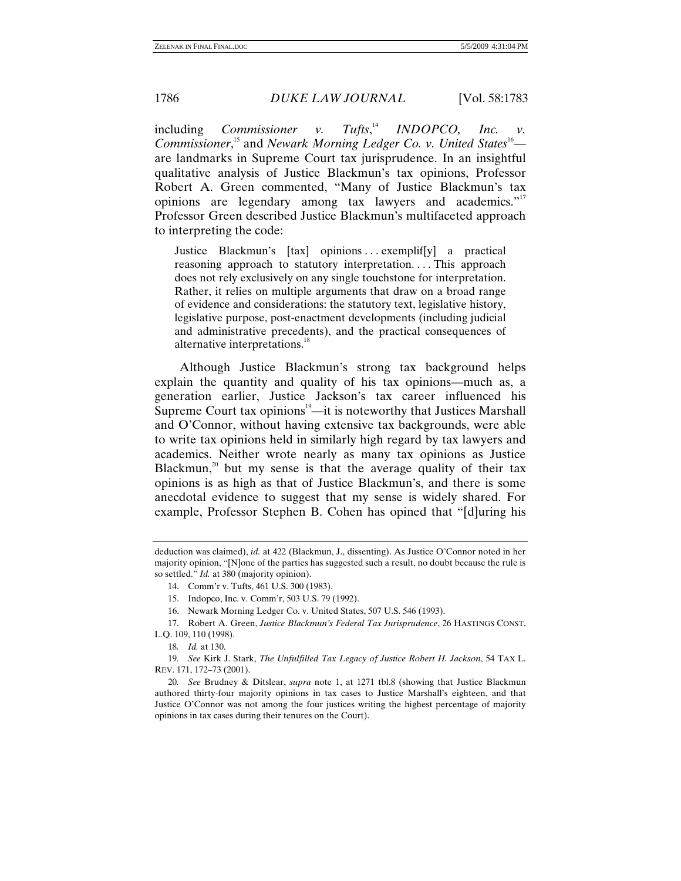including *Commissioner v. Tufts*,[14] *INDOPCO, Inc. v. Commissioner*,[15] and *Newark Morning Ledger Co. v. United States*[16]—are landmarks in Supreme Court tax jurisprudence. In an insightful qualitative analysis of Justice Blackmun's tax opinions, Professor Robert A. Green commented, "Many of Justice Blackmun's tax opinions are legendary among tax lawyers and academics."[17] Professor Green described Justice Blackmun's multifaceted approach to interpreting the code:

> Justice Blackmun's [tax] opinions . . . exemplif[y] a practical reasoning approach to statutory interpretation. . . . This approach does not rely exclusively on any single touchstone for interpretation. Rather, it relies on multiple arguments that draw on a broad range of evidence and considerations: the statutory text, legislative history, legislative purpose, post-enactment developments (including judicial and administrative precedents), and the practical consequences of alternative interpretations.[18]

Although Justice Blackmun's strong tax background helps explain the quantity and quality of his tax opinions—much as, a generation earlier, Justice Jackson's tax career influenced his Supreme Court tax opinions[19]—it is noteworthy that Justices Marshall and O'Connor, without having extensive tax backgrounds, were able to write tax opinions held in similarly high regard by tax lawyers and academics. Neither wrote nearly as many tax opinions as Justice Blackmun,[20] but my sense is that the average quality of their tax opinions is as high as that of Justice Blackmun's, and there is some anecdotal evidence to suggest that my sense is widely shared. For example, Professor Stephen B. Cohen has opined that "[d]uring his

---

deduction was claimed), *id.* at 422 (Blackmun, J., dissenting). As Justice O'Connor noted in her majority opinion, "[N]one of the parties has suggested such a result, no doubt because the rule is so settled." *Id.* at 380 (majority opinion).

14. Comm'r v. Tufts, 461 U.S. 300 (1983).

15. Indopco, Inc. v. Comm'r, 503 U.S. 79 (1992).

16. Newark Morning Ledger Co. v. United States, 507 U.S. 546 (1993).

17. Robert A. Green, *Justice Blackmun's Federal Tax Jurisprudence*, 26 HASTINGS CONST. L.Q. 109, 110 (1998).

18. *Id.* at 130.

19. *See* Kirk J. Stark, *The Unfulfilled Tax Legacy of Justice Robert H. Jackson*, 54 TAX L. REV. 171, 172–73 (2001).

20. *See* Brudney & Ditslear, *supra* note 1, at 1271 tbl.8 (showing that Justice Blackmun authored thirty-four majority opinions in tax cases to Justice Marshall's eighteen, and that Justice O'Connor was not among the four justices writing the highest percentage of majority opinions in tax cases during their tenures on the Court).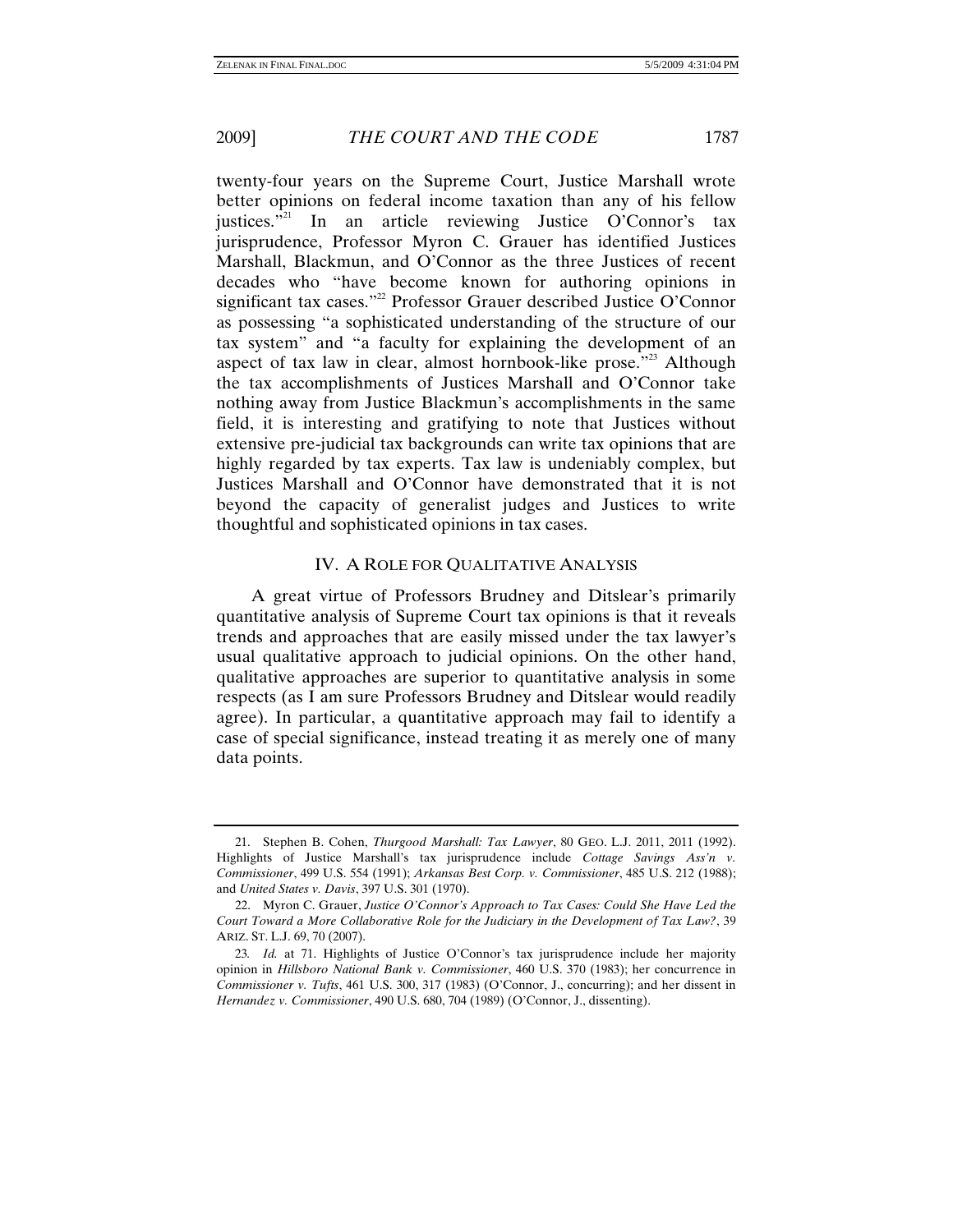twenty-four years on the Supreme Court, Justice Marshall wrote better opinions on federal income taxation than any of his fellow justices."[21] In an article reviewing Justice O'Connor's tax jurisprudence, Professor Myron C. Grauer has identified Justices Marshall, Blackmun, and O'Connor as the three Justices of recent decades who "have become known for authoring opinions in significant tax cases."[22] Professor Grauer described Justice O'Connor as possessing "a sophisticated understanding of the structure of our tax system" and "a faculty for explaining the development of an aspect of tax law in clear, almost hornbook-like prose."[23] Although the tax accomplishments of Justices Marshall and O'Connor take nothing away from Justice Blackmun's accomplishments in the same field, it is interesting and gratifying to note that Justices without extensive pre-judicial tax backgrounds can write tax opinions that are highly regarded by tax experts. Tax law is undeniably complex, but Justices Marshall and O'Connor have demonstrated that it is not beyond the capacity of generalist judges and Justices to write thoughtful and sophisticated opinions in tax cases.

## IV. A ROLE FOR QUALITATIVE ANALYSIS

A great virtue of Professors Brudney and Ditslear's primarily quantitative analysis of Supreme Court tax opinions is that it reveals trends and approaches that are easily missed under the tax lawyer's usual qualitative approach to judicial opinions. On the other hand, qualitative approaches are superior to quantitative analysis in some respects (as I am sure Professors Brudney and Ditslear would readily agree). In particular, a quantitative approach may fail to identify a case of special significance, instead treating it as merely one of many data points.

---

21. Stephen B. Cohen, *Thurgood Marshall: Tax Lawyer*, 80 GEO. L.J. 2011, 2011 (1992). Highlights of Justice Marshall's tax jurisprudence include *Cottage Savings Ass'n v. Commissioner*, 499 U.S. 554 (1991); *Arkansas Best Corp. v. Commissioner*, 485 U.S. 212 (1988); and *United States v. Davis*, 397 U.S. 301 (1970).

22. Myron C. Grauer, *Justice O'Connor's Approach to Tax Cases: Could She Have Led the Court Toward a More Collaborative Role for the Judiciary in the Development of Tax Law?*, 39 ARIZ. ST. L.J. 69, 70 (2007).

23. *Id.* at 71. Highlights of Justice O'Connor's tax jurisprudence include her majority opinion in *Hillsboro National Bank v. Commissioner*, 460 U.S. 370 (1983); her concurrence in *Commissioner v. Tufts*, 461 U.S. 300, 317 (1983) (O'Connor, J., concurring); and her dissent in *Hernandez v. Commissioner*, 490 U.S. 680, 704 (1989) (O'Connor, J., dissenting).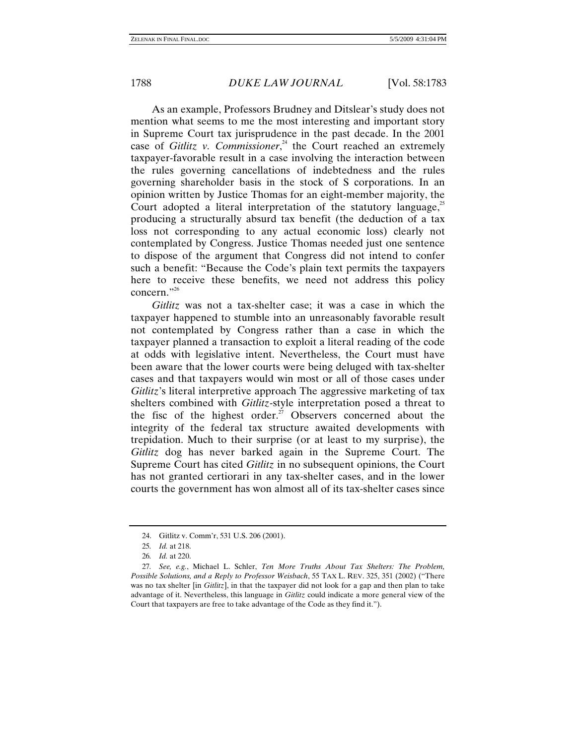As an example, Professors Brudney and Ditslear's study does not mention what seems to me the most interesting and important story in Supreme Court tax jurisprudence in the past decade. In the 2001 case of *Gitlitz v. Commissioner*,[24] the Court reached an extremely taxpayer-favorable result in a case involving the interaction between the rules governing cancellations of indebtedness and the rules governing shareholder basis in the stock of S corporations. In an opinion written by Justice Thomas for an eight-member majority, the Court adopted a literal interpretation of the statutory language,[25] producing a structurally absurd tax benefit (the deduction of a tax loss not corresponding to any actual economic loss) clearly not contemplated by Congress. Justice Thomas needed just one sentence to dispose of the argument that Congress did not intend to confer such a benefit: "Because the Code's plain text permits the taxpayers here to receive these benefits, we need not address this policy concern."[26]

*Gitlitz* was not a tax-shelter case; it was a case in which the taxpayer happened to stumble into an unreasonably favorable result not contemplated by Congress rather than a case in which the taxpayer planned a transaction to exploit a literal reading of the code at odds with legislative intent. Nevertheless, the Court must have been aware that the lower courts were being deluged with tax-shelter cases and that taxpayers would win most or all of those cases under *Gitlitz*'s literal interpretive approach The aggressive marketing of tax shelters combined with *Gitlitz*-style interpretation posed a threat to the fisc of the highest order.[27] Observers concerned about the integrity of the federal tax structure awaited developments with trepidation. Much to their surprise (or at least to my surprise), the *Gitlitz* dog has never barked again in the Supreme Court. The Supreme Court has cited *Gitlitz* in no subsequent opinions, the Court has not granted certiorari in any tax-shelter cases, and in the lower courts the government has won almost all of its tax-shelter cases since

---

24. Gitlitz v. Comm'r, 531 U.S. 206 (2001).

25. *Id.* at 218.

26. *Id.* at 220.

27. *See, e.g.*, Michael L. Schler, *Ten More Truths About Tax Shelters: The Problem, Possible Solutions, and a Reply to Professor Weisbach*, 55 TAX L. REV. 325, 351 (2002) ("There was no tax shelter [in *Gitlitz*], in that the taxpayer did not look for a gap and then plan to take advantage of it. Nevertheless, this language in *Gitlitz* could indicate a more general view of the Court that taxpayers are free to take advantage of the Code as they find it.").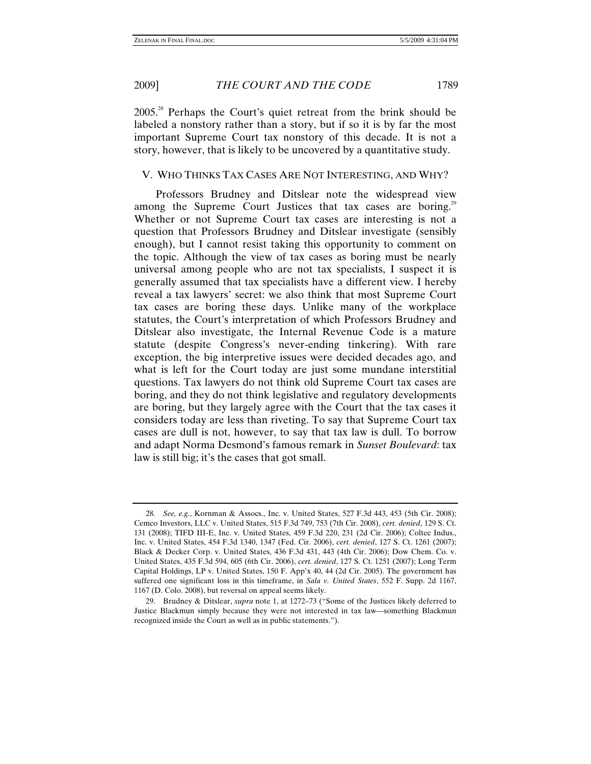2005.[28] Perhaps the Court's quiet retreat from the brink should be labeled a nonstory rather than a story, but if so it is by far the most important Supreme Court tax nonstory of this decade. It is not a story, however, that is likely to be uncovered by a quantitative study.

## V. WHO THINKS TAX CASES ARE NOT INTERESTING, AND WHY?

Professors Brudney and Ditslear note the widespread view among the Supreme Court Justices that tax cases are boring.[29] Whether or not Supreme Court tax cases are interesting is not a question that Professors Brudney and Ditslear investigate (sensibly enough), but I cannot resist taking this opportunity to comment on the topic. Although the view of tax cases as boring must be nearly universal among people who are not tax specialists, I suspect it is generally assumed that tax specialists have a different view. I hereby reveal a tax lawyers' secret: we also think that most Supreme Court tax cases are boring these days. Unlike many of the workplace statutes, the Court's interpretation of which Professors Brudney and Ditslear also investigate, the Internal Revenue Code is a mature statute (despite Congress's never-ending tinkering). With rare exception, the big interpretive issues were decided decades ago, and what is left for the Court today are just some mundane interstitial questions. Tax lawyers do not think old Supreme Court tax cases are boring, and they do not think legislative and regulatory developments are boring, but they largely agree with the Court that the tax cases it considers today are less than riveting. To say that Supreme Court tax cases are dull is not, however, to say that tax law is dull. To borrow and adapt Norma Desmond's famous remark in *Sunset Boulevard*: tax law is still big; it's the cases that got small.

---

28. *See, e.g.*, Kornman & Assocs., Inc. v. United States, 527 F.3d 443, 453 (5th Cir. 2008); Cemco Investors, LLC v. United States, 515 F.3d 749, 753 (7th Cir. 2008), *cert. denied*, 129 S. Ct. 131 (2008); TIFD III-E, Inc. v. United States, 459 F.3d 220, 231 (2d Cir. 2006); Coltec Indus., Inc. v. United States, 454 F.3d 1340, 1347 (Fed. Cir. 2006), *cert. denied*, 127 S. Ct. 1261 (2007); Black & Decker Corp. v. United States, 436 F.3d 431, 443 (4th Cir. 2006); Dow Chem. Co. v. United States, 435 F.3d 594, 605 (6th Cir. 2006), *cert. denied*, 127 S. Ct. 1251 (2007); Long Term Capital Holdings, LP v. United States, 150 F. App'x 40, 44 (2d Cir. 2005). The government has suffered one significant loss in this timeframe, in *Sala v. United States*, 552 F. Supp. 2d 1167, 1167 (D. Colo. 2008), but reversal on appeal seems likely.

29. Brudney & Ditslear, *supra* note 1, at 1272–73 ("Some of the Justices likely deferred to Justice Blackmun simply because they were not interested in tax law—something Blackmun recognized inside the Court as well as in public statements.").